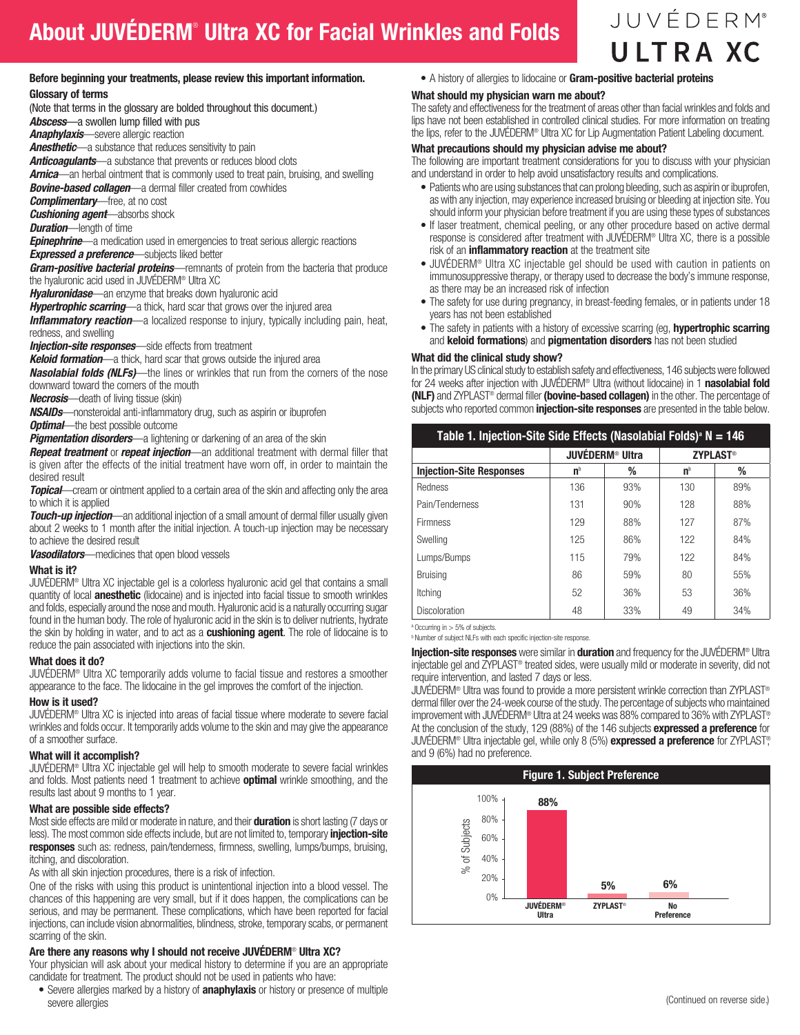# About JUVÉDERM® Ultra XC for Facial Wrinkles and Folds

JUVÉDERM® ULTRA XC

**Before beginning your treatments, please review this important information.**

**Glossary of terms**

(Note that terms in the glossary are bolded throughout this document.)

***Abscess***—a swollen lump filled with pus

***Anaphylaxis***—severe allergic reaction

***Anesthetic***—a substance that reduces sensitivity to pain

***Anticoagulants***—a substance that prevents or reduces blood clots

***Arnica***—an herbal ointment that is commonly used to treat pain, bruising, and swelling

***Bovine-based collagen***—a dermal filler created from cowhides

***Complimentary***—free, at no cost

***Cushioning agent***—absorbs shock

***Duration***—length of time

***Epinephrine***—a medication used in emergencies to treat serious allergic reactions

***Expressed a preference***—subjects liked better

***Gram-positive bacterial proteins***—remnants of protein from the bacteria that produce the hyaluronic acid used in JUVÉDERM® Ultra XC

***Hyaluronidase***—an enzyme that breaks down hyaluronic acid

***Hypertrophic scarring***—a thick, hard scar that grows over the injured area

***Inflammatory reaction***—a localized response to injury, typically including pain, heat, redness, and swelling

***Injection-site responses***—side effects from treatment

***Keloid formation***—a thick, hard scar that grows outside the injured area

***Nasolabial folds (NLFs)***—the lines or wrinkles that run from the corners of the nose downward toward the corners of the mouth

***Necrosis***—death of living tissue (skin)

***NSAIDs***—nonsteroidal anti-inflammatory drug, such as aspirin or ibuprofen

***Optimal***—the best possible outcome

***Pigmentation disorders***—a lightening or darkening of an area of the skin

***Repeat treatment*** or ***repeat injection***—an additional treatment with dermal filler that is given after the effects of the initial treatment have worn off, in order to maintain the desired result

***Topical***—cream or ointment applied to a certain area of the skin and affecting only the area to which it is applied

***Touch-up injection***—an additional injection of a small amount of dermal filler usually given about 2 weeks to 1 month after the initial injection. A touch-up injection may be necessary to achieve the desired result

***Vasodilators***—medicines that open blood vessels

### What is it?

JUVÉDERM® Ultra XC injectable gel is a colorless hyaluronic acid gel that contains a small quantity of local **anesthetic** (lidocaine) and is injected into facial tissue to smooth wrinkles and folds, especially around the nose and mouth. Hyaluronic acid is a naturally occurring sugar found in the human body. The role of hyaluronic acid in the skin is to deliver nutrients, hydrate the skin by holding in water, and to act as a **cushioning agent**. The role of lidocaine is to reduce the pain associated with injections into the skin.

### What does it do?

JUVÉDERM® Ultra XC temporarily adds volume to facial tissue and restores a smoother appearance to the face. The lidocaine in the gel improves the comfort of the injection.

### How is it used?

JUVÉDERM® Ultra XC is injected into areas of facial tissue where moderate to severe facial wrinkles and folds occur. It temporarily adds volume to the skin and may give the appearance of a smoother surface.

### What will it accomplish?

JUVÉDERM® Ultra XC injectable gel will help to smooth moderate to severe facial wrinkles and folds. Most patients need 1 treatment to achieve **optimal** wrinkle smoothing, and the results last about 9 months to 1 year.

### What are possible side effects?

Most side effects are mild or moderate in nature, and their **duration** is short lasting (7 days or less). The most common side effects include, but are not limited to, temporary **injection-site responses** such as: redness, pain/tenderness, firmness, swelling, lumps/bumps, bruising, itching, and discoloration.

As with all skin injection procedures, there is a risk of infection.

One of the risks with using this product is unintentional injection into a blood vessel. The chances of this happening are very small, but if it does happen, the complications can be serious, and may be permanent. These complications, which have been reported for facial injections, can include vision abnormalities, blindness, stroke, temporary scabs, or permanent scarring of the skin.

### Are there any reasons why I should not receive JUVÉDERM® Ultra XC?

Your physician will ask about your medical history to determine if you are an appropriate candidate for treatment. The product should not be used in patients who have:

- Severe allergies marked by a history of **anaphylaxis** or history or presence of multiple severe allergies
- A history of allergies to lidocaine or **Gram-positive bacterial proteins**

### What should my physician warn me about?

The safety and effectiveness for the treatment of areas other than facial wrinkles and folds and lips have not been established in controlled clinical studies. For more information on treating the lips, refer to the JUVÉDERM® Ultra XC for Lip Augmentation Patient Labeling document.

### What precautions should my physician advise me about?

The following are important treatment considerations for you to discuss with your physician and understand in order to help avoid unsatisfactory results and complications.

- Patients who are using substances that can prolong bleeding, such as aspirin or ibuprofen, as with any injection, may experience increased bruising or bleeding at injection site. You should inform your physician before treatment if you are using these types of substances
- If laser treatment, chemical peeling, or any other procedure based on active dermal response is considered after treatment with JUVÉDERM® Ultra XC, there is a possible risk of an **inflammatory reaction** at the treatment site
- JUVÉDERM® Ultra XC injectable gel should be used with caution in patients on immunosuppressive therapy, or therapy used to decrease the body's immune response, as there may be an increased risk of infection
- The safety for use during pregnancy, in breast-feeding females, or in patients under 18 years has not been established
- The safety in patients with a history of excessive scarring (eg, **hypertrophic scarring** and **keloid formations**) and **pigmentation disorders** has not been studied

### What did the clinical study show?

In the primary US clinical study to establish safety and effectiveness, 146 subjects were followed for 24 weeks after injection with JUVÉDERM® Ultra (without lidocaine) in 1 **nasolabial fold (NLF)** and ZYPLAST® dermal filler **(bovine-based collagen)** in the other. The percentage of subjects who reported common **injection-site responses** are presented in the table below.

**Table 1. Injection-Site Side Effects (Nasolabial Folds)[a] N = 146**

| | JUVÉDERM® Ultra | | ZYPLAST® | |
|---|---|---|---|---|
| **Injection-Site Responses** | **n[b]** | **%** | **n[b]** | **%** |
| Redness | 136 | 93% | 130 | 89% |
| Pain/Tenderness | 131 | 90% | 128 | 88% |
| Firmness | 129 | 88% | 127 | 87% |
| Swelling | 125 | 86% | 122 | 84% |
| Lumps/Bumps | 115 | 79% | 122 | 84% |
| Bruising | 86 | 59% | 80 | 55% |
| Itching | 52 | 36% | 53 | 36% |
| Discoloration | 48 | 33% | 49 | 34% |

[a] Occurring in > 5% of subjects.
[b] Number of subject NLFs with each specific injection-site response.

**Injection-site responses** were similar in **duration** and frequency for the JUVÉDERM® Ultra injectable gel and ZYPLAST® treated sides, were usually mild or moderate in severity, did not require intervention, and lasted 7 days or less.

JUVÉDERM® Ultra was found to provide a more persistent wrinkle correction than ZYPLAST® dermal filler over the 24-week course of the study. The percentage of subjects who maintained improvement with JUVÉDERM® Ultra at 24 weeks was 88% compared to 36% with ZYPLAST®. At the conclusion of the study, 129 (88%) of the 146 subjects **expressed a preference** for JUVÉDERM® Ultra injectable gel, while only 8 (5%) **expressed a preference** for ZYPLAST®, and 9 (6%) had no preference.

**Figure 1. Subject Preference**

% of Subjects

100%
80%
60%
40%
20%
0%

88%
5%
6%

JUVÉDERM® Ultra
ZYPLAST®
No Preference

(Continued on reverse side.)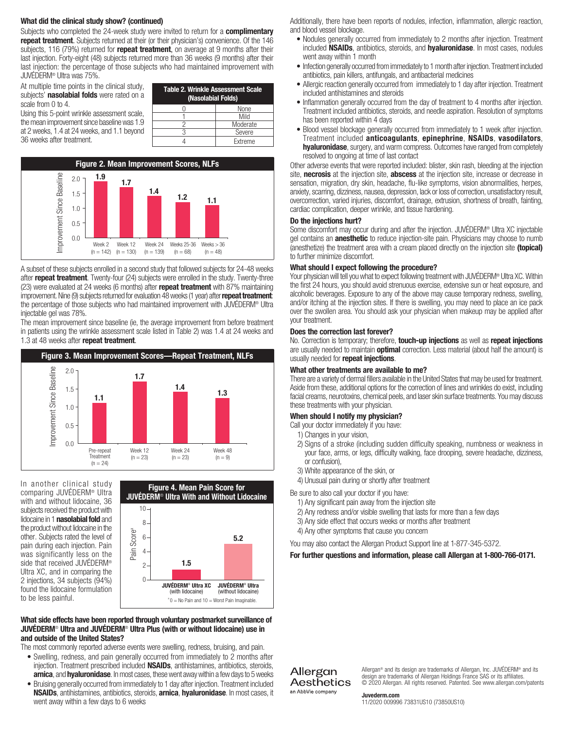### What did the clinical study show? (continued)

Subjects who completed the 24-week study were invited to return for a **complimentary repeat treatment**. Subjects returned at their (or their physician's) convenience. Of the 146 subjects, 116 (79%) returned for **repeat treatment**, on average at 9 months after their last injection. Forty-eight (48) subjects returned more than 36 weeks (9 months) after their last injection: the percentage of those subjects who had maintained improvement with JUVÉDERM® Ultra was 75%.

At multiple time points in the clinical study, subjects' **nasolabial folds** were rated on a scale from 0 to 4.

Using this 5-point wrinkle assessment scale, the mean improvement since baseline was 1.9 at 2 weeks, 1.4 at 24 weeks, and 1.1 beyond 36 weeks after treatment.

**Table 2. Wrinkle Assessment Scale (Nasolabial Folds)**

| | |
|---|---|
| 0 | None |
| 1 | Mild |
| 2 | Moderate |
| 3 | Severe |
| 4 | Extreme |

**Figure 2. Mean Improvement Scores, NLFs**

Improvement Since Baseline

2.0
1.5
1.0
0.5
0.0

1.9
1.7
1.4
1.2
1.1

Week 2 (n = 142)
Week 12 (n = 130)
Week 24 (n = 139)
Weeks 25-36 (n = 68)
Weeks > 36 (n = 48)

A subset of these subjects enrolled in a second study that followed subjects for 24-48 weeks after **repeat treatment**. Twenty-four (24) subjects were enrolled in the study. Twenty-three (23) were evaluated at 24 weeks (6 months) after **repeat treatment** with 87% maintaining improvement. Nine (9) subjects returned for evaluation 48 weeks (1 year) after **repeat treatment**: the percentage of those subjects who had maintained improvement with JUVÉDERM® Ultra injectable gel was 78%.

The mean improvement since baseline (ie, the average improvement from before treatment in patients using the wrinkle assessment scale listed in Table 2) was 1.4 at 24 weeks and 1.3 at 48 weeks after **repeat treatment**.

**Figure 3. Mean Improvement Scores—Repeat Treatment, NLFs**

Improvement Since Baseline

2.0
1.5
1.0
0.5
0.0

1.1
1.7
1.4
1.3

Pre-repeat Treatment (n = 24)
Week 12 (n = 23)
Week 24 (n = 23)
Week 48 (n = 9)

In another clinical study comparing JUVÉDERM® Ultra with and without lidocaine, 36 subjects received the product with lidocaine in 1 **nasolabial fold** and the product without lidocaine in the other. Subjects rated the level of pain during each injection. Pain was significantly less on the side that received JUVÉDERM® Ultra XC, and in comparing the 2 injections, 34 subjects (94%) found the lidocaine formulation to be less painful.

**Figure 4. Mean Pain Score for JUVÉDERM® Ultra With and Without Lidocaine**

Pain Score[a]

10
8
6
4
2
0

1.5
5.2

**JUVÉDERM® Ultra XC** (with lidocaine)
**JUVÉDERM® Ultra** (without lidocaine)

[a] 0 = No Pain and 10 = Worst Pain Imaginable.

### What side effects have been reported through voluntary postmarket surveillance of JUVÉDERM® Ultra and JUVÉDERM® Ultra Plus (with or without lidocaine) use in and outside of the United States?

The most commonly reported adverse events were swelling, redness, bruising, and pain.

- Swelling, redness, and pain generally occurred from immediately to 2 months after injection. Treatment prescribed included **NSAIDs**, antihistamines, antibiotics, steroids, **arnica**, and **hyaluronidase**. In most cases, these went away within a few days to 5 weeks
- Bruising generally occurred from immediately to 1 day after injection. Treatment included **NSAIDs**, antihistamines, antibiotics, steroids, **arnica**, **hyaluronidase**. In most cases, it went away within a few days to 6 weeks

Additionally, there have been reports of nodules, infection, inflammation, allergic reaction, and blood vessel blockage.

- Nodules generally occurred from immediately to 2 months after injection. Treatment included **NSAIDs**, antibiotics, steroids, and **hyaluronidase**. In most cases, nodules went away within 1 month
- Infection generally occurred from immediately to 1 month after injection. Treatment included antibiotics, pain killers, antifungals, and antibacterial medicines
- Allergic reaction generally occurred from immediately to 1 day after injection. Treatment included antihistamines and steroids
- Inflammation generally occurred from the day of treatment to 4 months after injection. Treatment included antibiotics, steroids, and needle aspiration. Resolution of symptoms has been reported within 4 days
- Blood vessel blockage generally occurred from immediately to 1 week after injection. Treatment included **anticoagulants**, **epinephrine**, **NSAIDs**, **vasodilators**, **hyaluronidase**, surgery, and warm compress. Outcomes have ranged from completely resolved to ongoing at time of last contact

Other adverse events that were reported included: blister, skin rash, bleeding at the injection site, **necrosis** at the injection site, **abscess** at the injection site, increase or decrease in sensation, migration, dry skin, headache, flu-like symptoms, vision abnormalities, herpes, anxiety, scarring, dizziness, nausea, depression, lack or loss of correction, unsatisfactory result, overcorrection, varied injuries, discomfort, drainage, extrusion, shortness of breath, fainting, cardiac complication, deeper wrinkle, and tissue hardening.

### Do the injections hurt?

Some discomfort may occur during and after the injection. JUVÉDERM® Ultra XC injectable gel contains an **anesthetic** to reduce injection-site pain. Physicians may choose to numb (anesthetize) the treatment area with a cream placed directly on the injection site **(topical)** to further minimize discomfort.

### What should I expect following the procedure?

Your physician will tell you what to expect following treatment with JUVÉDERM® Ultra XC. Within the first 24 hours, you should avoid strenuous exercise, extensive sun or heat exposure, and alcoholic beverages. Exposure to any of the above may cause temporary redness, swelling, and/or itching at the injection sites. If there is swelling, you may need to place an ice pack over the swollen area. You should ask your physician when makeup may be applied after your treatment.

### Does the correction last forever?

No. Correction is temporary; therefore, **touch-up injections** as well as **repeat injections** are usually needed to maintain **optimal** correction. Less material (about half the amount) is usually needed for **repeat injections**.

### What other treatments are available to me?

There are a variety of dermal fillers available in the United States that may be used for treatment. Aside from these, additional options for the correction of lines and wrinkles do exist, including facial creams, neurotoxins, chemical peels, and laser skin surface treatments. You may discuss these treatments with your physician.

### When should I notify my physician?

Call your doctor immediately if you have:

1) Changes in your vision,
2) Signs of a stroke (including sudden difficulty speaking, numbness or weakness in your face, arms, or legs, difficulty walking, face drooping, severe headache, dizziness, or confusion),
3) White appearance of the skin, or
4) Unusual pain during or shortly after treatment

Be sure to also call your doctor if you have:

1) Any significant pain away from the injection site
2) Any redness and/or visible swelling that lasts for more than a few days
3) Any side effect that occurs weeks or months after treatment
4) Any other symptoms that cause you concern

You may also contact the Allergan Product Support line at 1-877-345-5372.

**For further questions and information, please call Allergan at 1-800-766-0171.**

Allergan Aesthetics
an AbbVie company

Allergan® and its design are trademarks of Allergan, Inc. JUVÉDERM® and its design are trademarks of Allergan Holdings France SAS or its affiliates.
© 2020 Allergan. All rights reserved. Patented. See www.allergan.com/patents

**Juvederm.com**
11/2020 009996 73831US10 (73850US10)